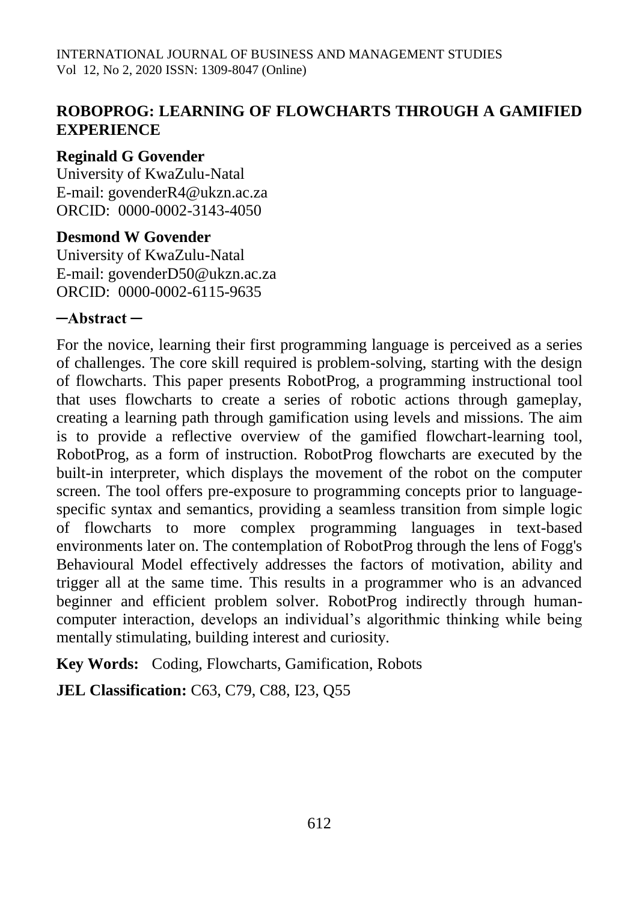# ROBOPROG: LEARNING OF FLOWCHARTS THROUGH A GAMIFIED EXPERIENCE

**Reginald G Govender**
University of KwaZulu-Natal
E-mail: govenderR4@ukzn.ac.za
ORCID: 0000-0002-3143-4050

**Desmond W Govender**
University of KwaZulu-Natal
E-mail: govenderD50@ukzn.ac.za
ORCID: 0000-0002-6115-9635

## ─Abstract ─

For the novice, learning their first programming language is perceived as a series of challenges. The core skill required is problem-solving, starting with the design of flowcharts. This paper presents RobotProg, a programming instructional tool that uses flowcharts to create a series of robotic actions through gameplay, creating a learning path through gamification using levels and missions. The aim is to provide a reflective overview of the gamified flowchart-learning tool, RobotProg, as a form of instruction. RobotProg flowcharts are executed by the built-in interpreter, which displays the movement of the robot on the computer screen. The tool offers pre-exposure to programming concepts prior to language-specific syntax and semantics, providing a seamless transition from simple logic of flowcharts to more complex programming languages in text-based environments later on. The contemplation of RobotProg through the lens of Fogg's Behavioural Model effectively addresses the factors of motivation, ability and trigger all at the same time. This results in a programmer who is an advanced beginner and efficient problem solver. RobotProg indirectly through human-computer interaction, develops an individual's algorithmic thinking while being mentally stimulating, building interest and curiosity.

**Key Words:** Coding, Flowcharts, Gamification, Robots

**JEL Classification:** C63, C79, C88, I23, Q55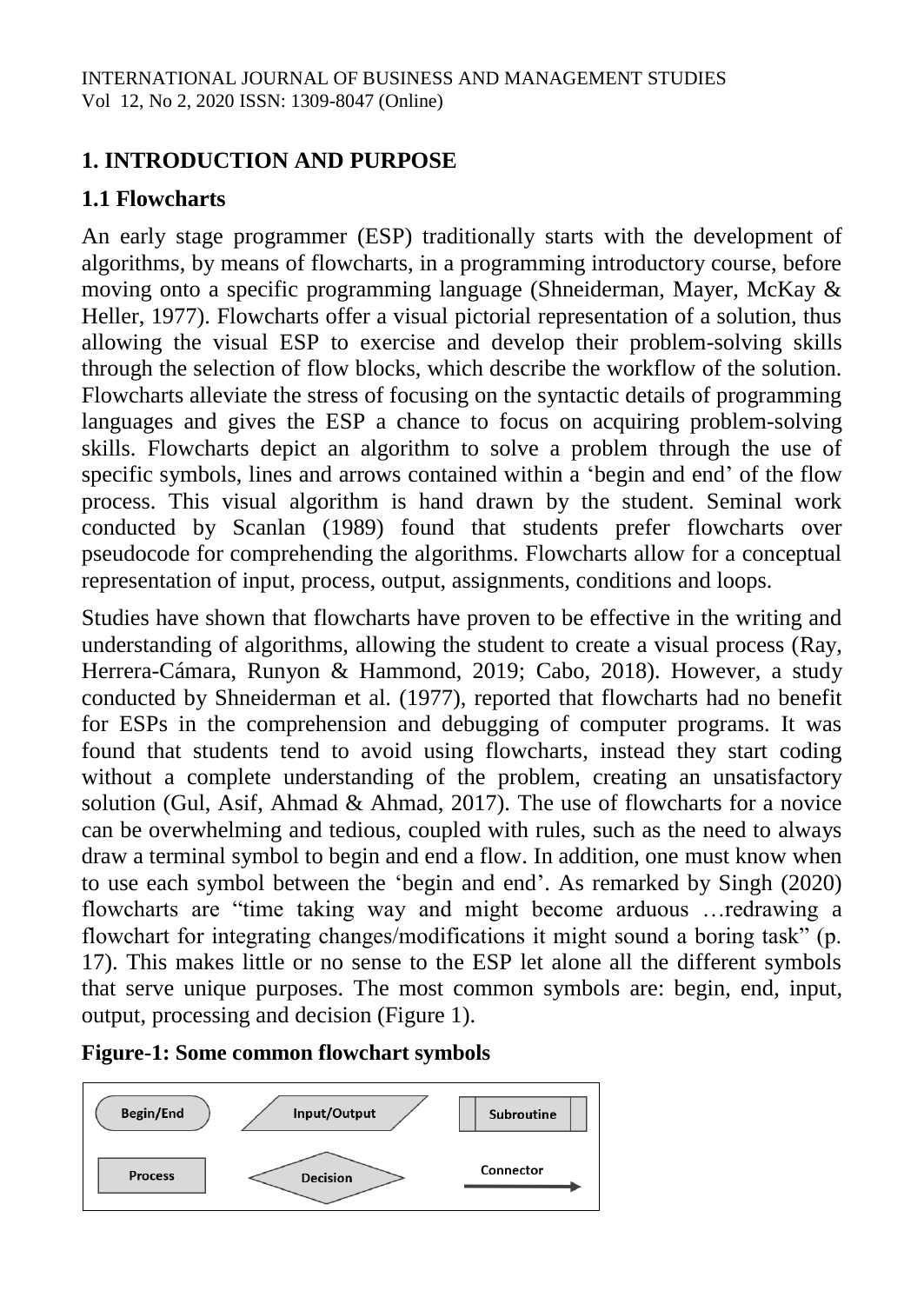# 1. INTRODUCTION AND PURPOSE

## 1.1 Flowcharts

An early stage programmer (ESP) traditionally starts with the development of algorithms, by means of flowcharts, in a programming introductory course, before moving onto a specific programming language (Shneiderman, Mayer, McKay & Heller, 1977). Flowcharts offer a visual pictorial representation of a solution, thus allowing the visual ESP to exercise and develop their problem-solving skills through the selection of flow blocks, which describe the workflow of the solution. Flowcharts alleviate the stress of focusing on the syntactic details of programming languages and gives the ESP a chance to focus on acquiring problem-solving skills. Flowcharts depict an algorithm to solve a problem through the use of specific symbols, lines and arrows contained within a 'begin and end' of the flow process. This visual algorithm is hand drawn by the student. Seminal work conducted by Scanlan (1989) found that students prefer flowcharts over pseudocode for comprehending the algorithms. Flowcharts allow for a conceptual representation of input, process, output, assignments, conditions and loops.

Studies have shown that flowcharts have proven to be effective in the writing and understanding of algorithms, allowing the student to create a visual process (Ray, Herrera-Cámara, Runyon & Hammond, 2019; Cabo, 2018). However, a study conducted by Shneiderman et al. (1977), reported that flowcharts had no benefit for ESPs in the comprehension and debugging of computer programs. It was found that students tend to avoid using flowcharts, instead they start coding without a complete understanding of the problem, creating an unsatisfactory solution (Gul, Asif, Ahmad & Ahmad, 2017). The use of flowcharts for a novice can be overwhelming and tedious, coupled with rules, such as the need to always draw a terminal symbol to begin and end a flow. In addition, one must know when to use each symbol between the 'begin and end'. As remarked by Singh (2020) flowcharts are "time taking way and might become arduous …redrawing a flowchart for integrating changes/modifications it might sound a boring task" (p. 17). This makes little or no sense to the ESP let alone all the different symbols that serve unique purposes. The most common symbols are: begin, end, input, output, processing and decision (Figure 1).

**Figure-1: Some common flowchart symbols**

Begin/End | Input/Output | Subroutine | Process | Decision | Connector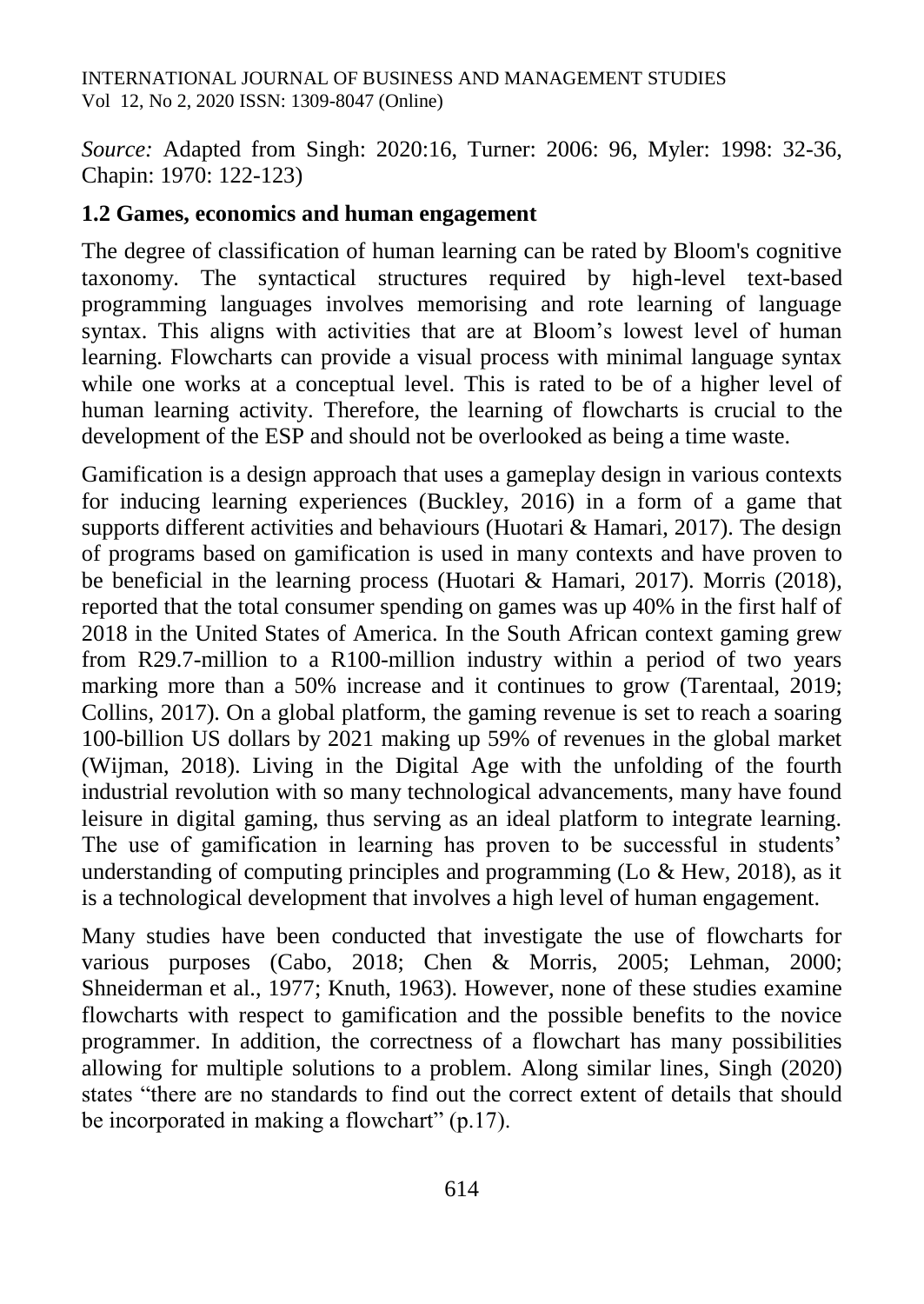*Source:* Adapted from Singh: 2020:16, Turner: 2006: 96, Myler: 1998: 32-36, Chapin: 1970: 122-123)

### 1.2 Games, economics and human engagement

The degree of classification of human learning can be rated by Bloom's cognitive taxonomy. The syntactical structures required by high-level text-based programming languages involves memorising and rote learning of language syntax. This aligns with activities that are at Bloom's lowest level of human learning. Flowcharts can provide a visual process with minimal language syntax while one works at a conceptual level. This is rated to be of a higher level of human learning activity. Therefore, the learning of flowcharts is crucial to the development of the ESP and should not be overlooked as being a time waste.

Gamification is a design approach that uses a gameplay design in various contexts for inducing learning experiences (Buckley, 2016) in a form of a game that supports different activities and behaviours (Huotari & Hamari, 2017). The design of programs based on gamification is used in many contexts and have proven to be beneficial in the learning process (Huotari & Hamari, 2017). Morris (2018), reported that the total consumer spending on games was up 40% in the first half of 2018 in the United States of America. In the South African context gaming grew from R29.7-million to a R100-million industry within a period of two years marking more than a 50% increase and it continues to grow (Tarentaal, 2019; Collins, 2017). On a global platform, the gaming revenue is set to reach a soaring 100-billion US dollars by 2021 making up 59% of revenues in the global market (Wijman, 2018). Living in the Digital Age with the unfolding of the fourth industrial revolution with so many technological advancements, many have found leisure in digital gaming, thus serving as an ideal platform to integrate learning. The use of gamification in learning has proven to be successful in students' understanding of computing principles and programming (Lo & Hew, 2018), as it is a technological development that involves a high level of human engagement.

Many studies have been conducted that investigate the use of flowcharts for various purposes (Cabo, 2018; Chen & Morris, 2005; Lehman, 2000; Shneiderman et al., 1977; Knuth, 1963). However, none of these studies examine flowcharts with respect to gamification and the possible benefits to the novice programmer. In addition, the correctness of a flowchart has many possibilities allowing for multiple solutions to a problem. Along similar lines, Singh (2020) states "there are no standards to find out the correct extent of details that should be incorporated in making a flowchart" (p.17).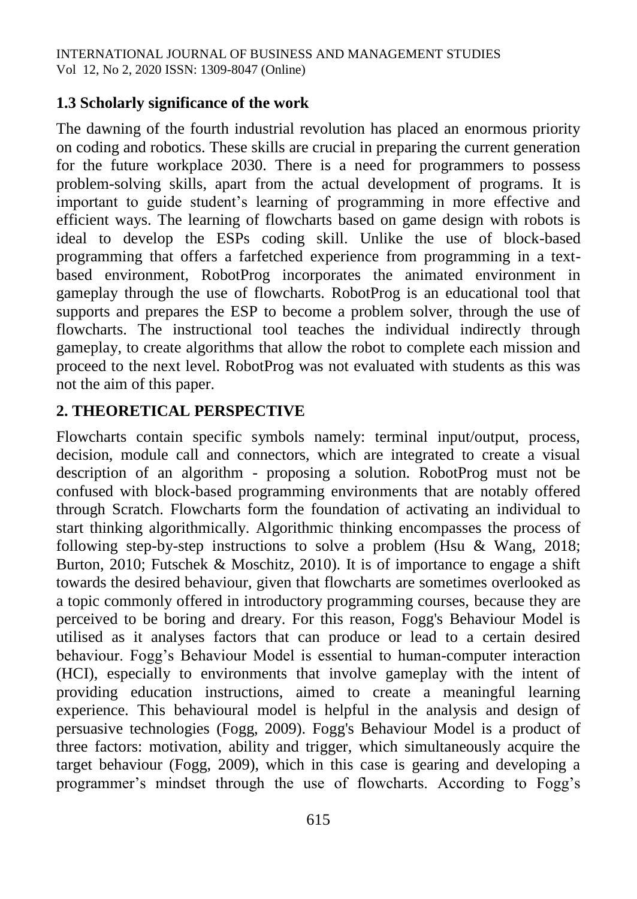### 1.3 Scholarly significance of the work

The dawning of the fourth industrial revolution has placed an enormous priority on coding and robotics. These skills are crucial in preparing the current generation for the future workplace 2030. There is a need for programmers to possess problem-solving skills, apart from the actual development of programs. It is important to guide student's learning of programming in more effective and efficient ways. The learning of flowcharts based on game design with robots is ideal to develop the ESPs coding skill. Unlike the use of block-based programming that offers a farfetched experience from programming in a text-based environment, RobotProg incorporates the animated environment in gameplay through the use of flowcharts. RobotProg is an educational tool that supports and prepares the ESP to become a problem solver, through the use of flowcharts. The instructional tool teaches the individual indirectly through gameplay, to create algorithms that allow the robot to complete each mission and proceed to the next level. RobotProg was not evaluated with students as this was not the aim of this paper.

## 2. THEORETICAL PERSPECTIVE

Flowcharts contain specific symbols namely: terminal input/output, process, decision, module call and connectors, which are integrated to create a visual description of an algorithm - proposing a solution. RobotProg must not be confused with block-based programming environments that are notably offered through Scratch. Flowcharts form the foundation of activating an individual to start thinking algorithmically. Algorithmic thinking encompasses the process of following step-by-step instructions to solve a problem (Hsu & Wang, 2018; Burton, 2010; Futschek & Moschitz, 2010). It is of importance to engage a shift towards the desired behaviour, given that flowcharts are sometimes overlooked as a topic commonly offered in introductory programming courses, because they are perceived to be boring and dreary. For this reason, Fogg's Behaviour Model is utilised as it analyses factors that can produce or lead to a certain desired behaviour. Fogg's Behaviour Model is essential to human-computer interaction (HCI), especially to environments that involve gameplay with the intent of providing education instructions, aimed to create a meaningful learning experience. This behavioural model is helpful in the analysis and design of persuasive technologies (Fogg, 2009). Fogg's Behaviour Model is a product of three factors: motivation, ability and trigger, which simultaneously acquire the target behaviour (Fogg, 2009), which in this case is gearing and developing a programmer's mindset through the use of flowcharts. According to Fogg's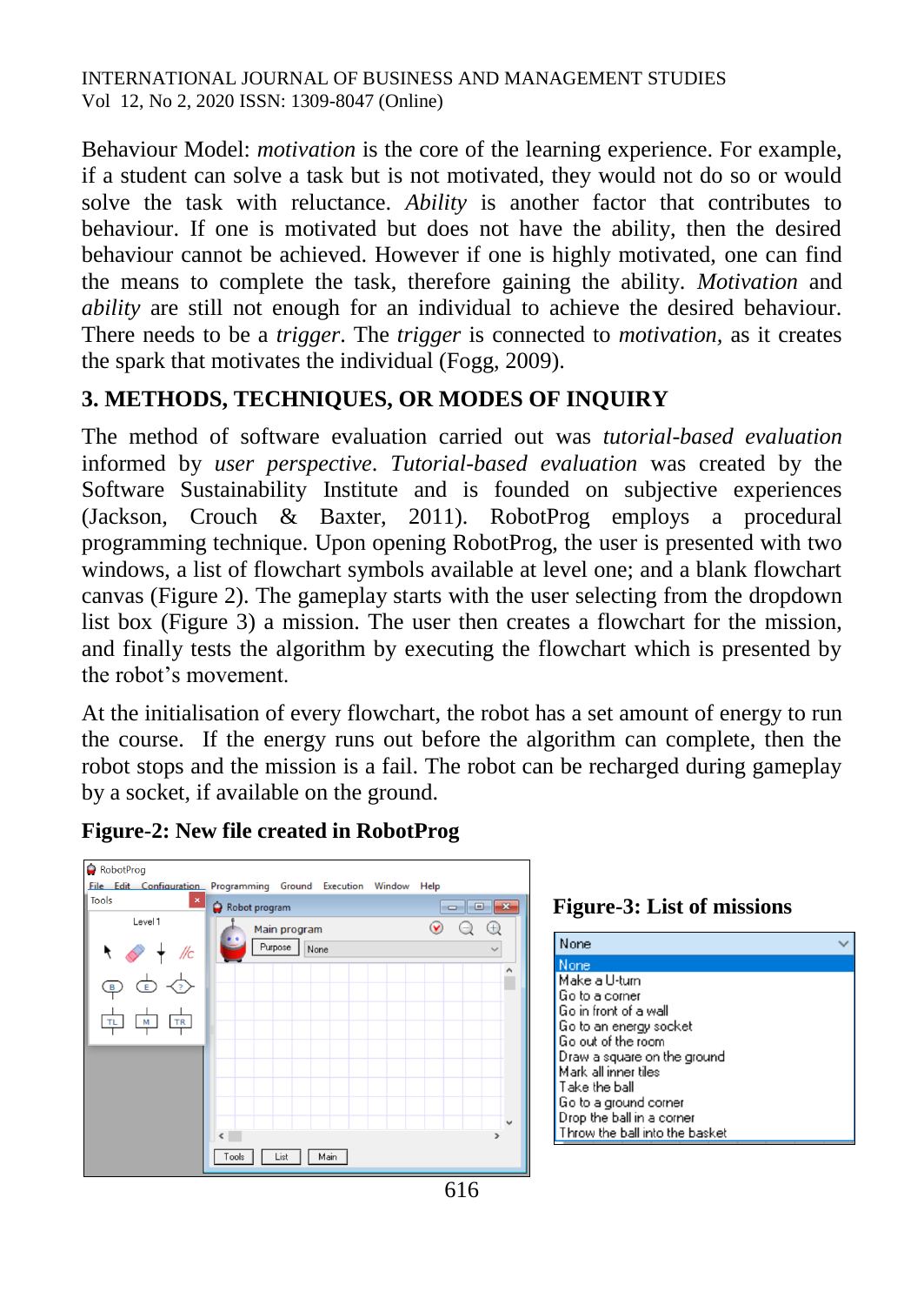Behaviour Model: *motivation* is the core of the learning experience. For example, if a student can solve a task but is not motivated, they would not do so or would solve the task with reluctance. *Ability* is another factor that contributes to behaviour. If one is motivated but does not have the ability, then the desired behaviour cannot be achieved. However if one is highly motivated, one can find the means to complete the task, therefore gaining the ability. *Motivation* and *ability* are still not enough for an individual to achieve the desired behaviour. There needs to be a *trigger*. The *trigger* is connected to *motivation*, as it creates the spark that motivates the individual (Fogg, 2009).

## 3. METHODS, TECHNIQUES, OR MODES OF INQUIRY

The method of software evaluation carried out was *tutorial-based evaluation* informed by *user perspective*. *Tutorial-based evaluation* was created by the Software Sustainability Institute and is founded on subjective experiences (Jackson, Crouch & Baxter, 2011). RobotProg employs a procedural programming technique. Upon opening RobotProg, the user is presented with two windows, a list of flowchart symbols available at level one; and a blank flowchart canvas (Figure 2). The gameplay starts with the user selecting from the dropdown list box (Figure 3) a mission. The user then creates a flowchart for the mission, and finally tests the algorithm by executing the flowchart which is presented by the robot's movement.

At the initialisation of every flowchart, the robot has a set amount of energy to run the course. If the energy runs out before the algorithm can complete, then the robot stops and the mission is a fail. The robot can be recharged during gameplay by a socket, if available on the ground.

**Figure-2: New file created in RobotProg**

**Figure-3: List of missions**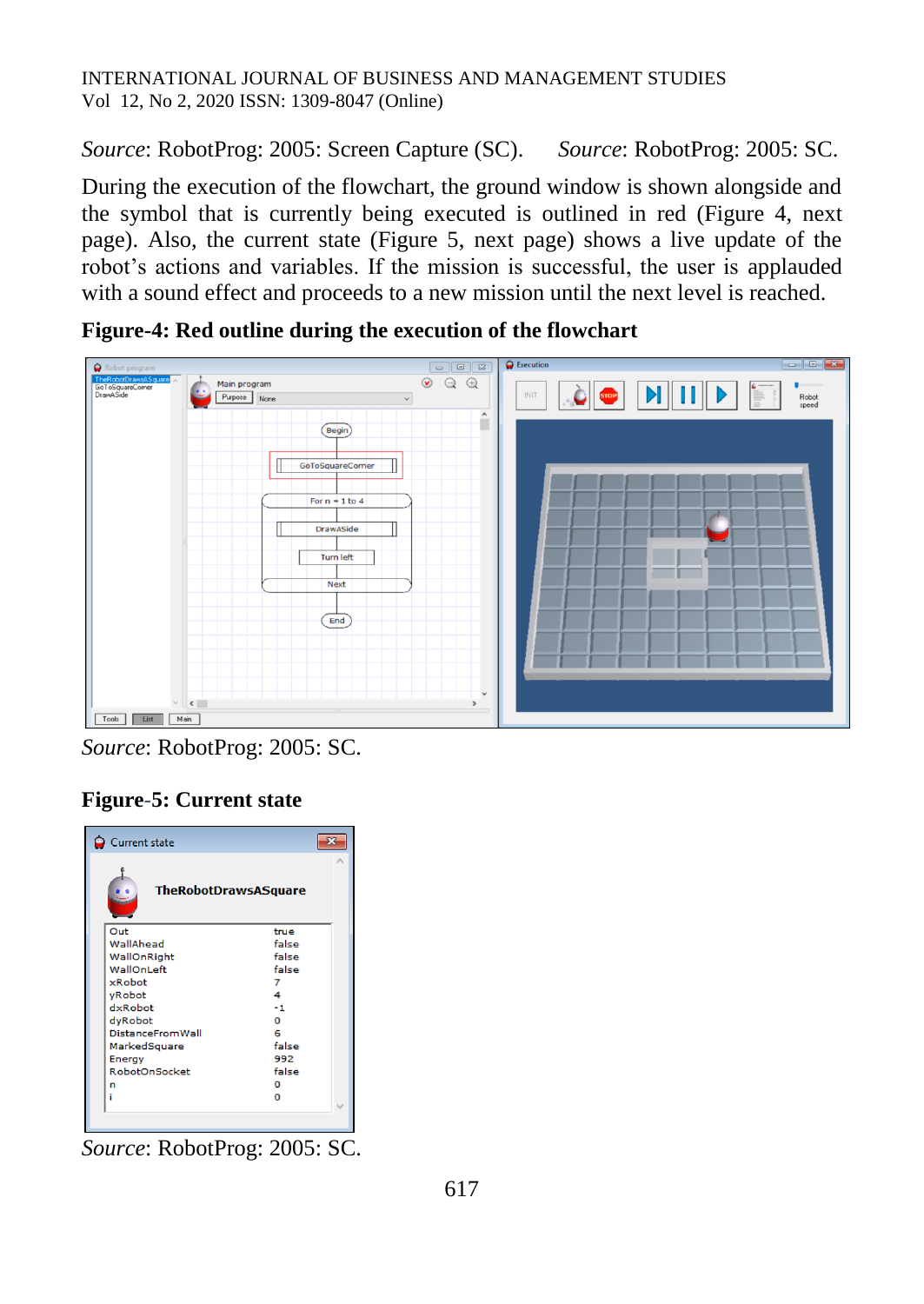*Source*: RobotProg: 2005: Screen Capture (SC). *Source*: RobotProg: 2005: SC.

During the execution of the flowchart, the ground window is shown alongside and the symbol that is currently being executed is outlined in red (Figure 4, next page). Also, the current state (Figure 5, next page) shows a live update of the robot's actions and variables. If the mission is successful, the user is applauded with a sound effect and proceeds to a new mission until the next level is reached.

**Figure-4: Red outline during the execution of the flowchart**

*Source*: RobotProg: 2005: SC.

**Figure-5: Current state**

*Source*: RobotProg: 2005: SC.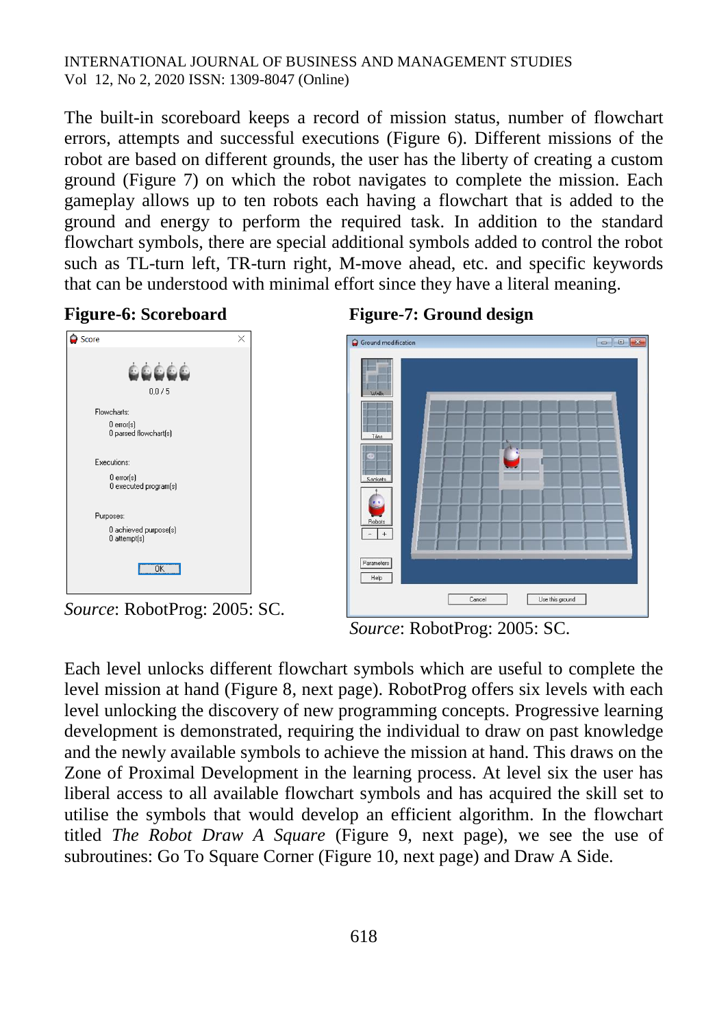The built-in scoreboard keeps a record of mission status, number of flowchart errors, attempts and successful executions (Figure 6). Different missions of the robot are based on different grounds, the user has the liberty of creating a custom ground (Figure 7) on which the robot navigates to complete the mission. Each gameplay allows up to ten robots each having a flowchart that is added to the ground and energy to perform the required task. In addition to the standard flowchart symbols, there are special additional symbols added to control the robot such as TL-turn left, TR-turn right, M-move ahead, etc. and specific keywords that can be understood with minimal effort since they have a literal meaning.

**Figure-6: Scoreboard**

*Source*: RobotProg: 2005: SC.

**Figure-7: Ground design**

*Source*: RobotProg: 2005: SC.

Each level unlocks different flowchart symbols which are useful to complete the level mission at hand (Figure 8, next page). RobotProg offers six levels with each level unlocking the discovery of new programming concepts. Progressive learning development is demonstrated, requiring the individual to draw on past knowledge and the newly available symbols to achieve the mission at hand. This draws on the Zone of Proximal Development in the learning process. At level six the user has liberal access to all available flowchart symbols and has acquired the skill set to utilise the symbols that would develop an efficient algorithm. In the flowchart titled *The Robot Draw A Square* (Figure 9, next page), we see the use of subroutines: Go To Square Corner (Figure 10, next page) and Draw A Side.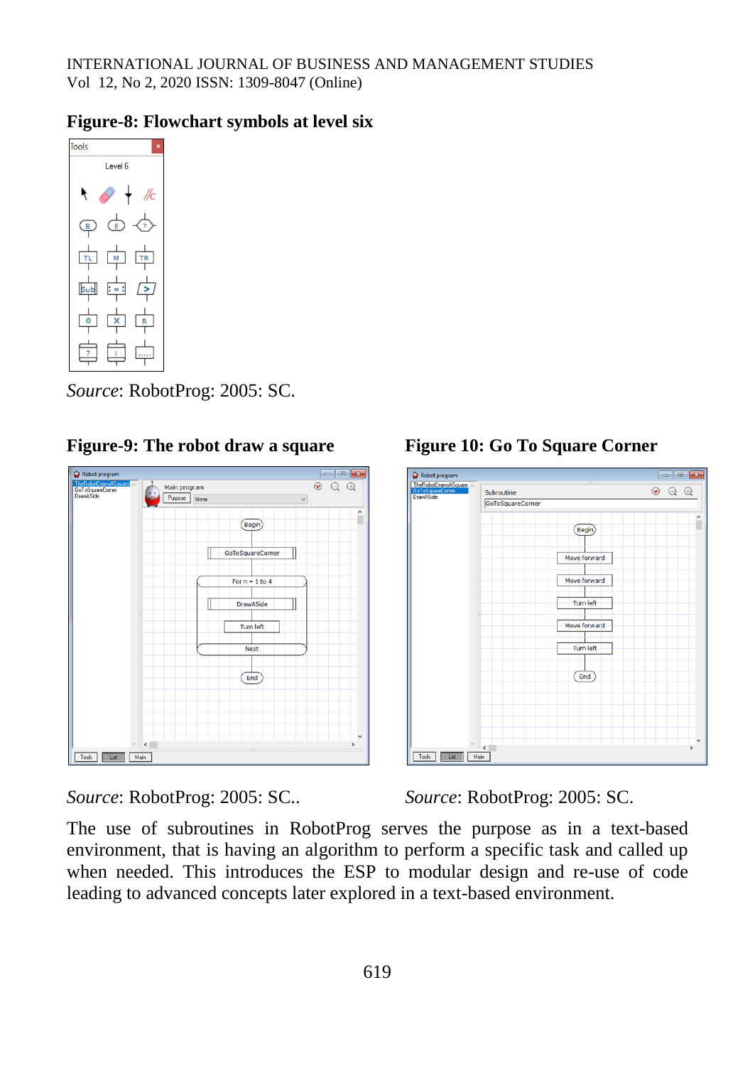**Figure-8: Flowchart symbols at level six**

*Source*: RobotProg: 2005: SC.

**Figure-9: The robot draw a square**

*Source*: RobotProg: 2005: SC..

**Figure 10: Go To Square Corner**

*Source*: RobotProg: 2005: SC.

The use of subroutines in RobotProg serves the purpose as in a text-based environment, that is having an algorithm to perform a specific task and called up when needed. This introduces the ESP to modular design and re-use of code leading to advanced concepts later explored in a text-based environment.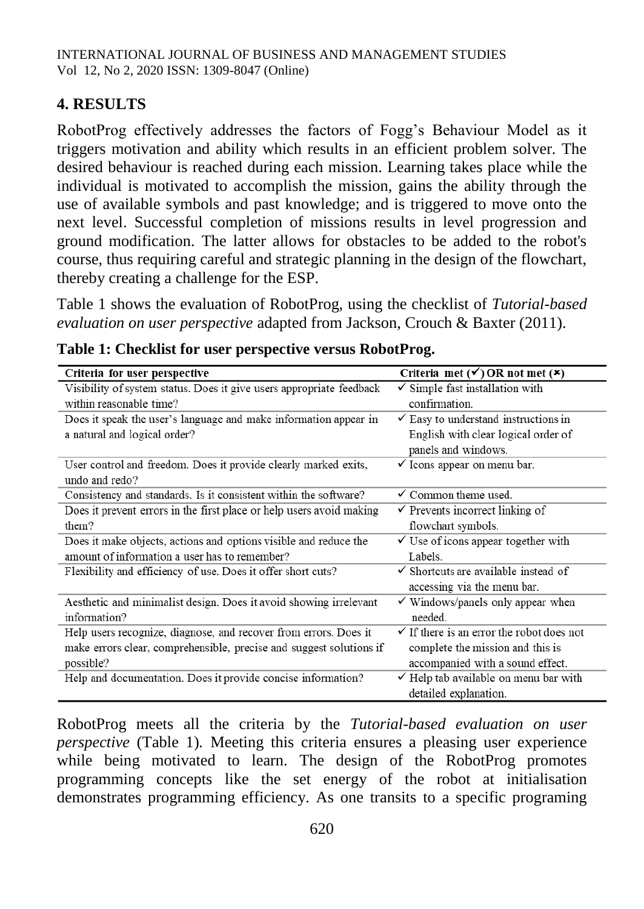## 4. RESULTS

RobotProg effectively addresses the factors of Fogg's Behaviour Model as it triggers motivation and ability which results in an efficient problem solver. The desired behaviour is reached during each mission. Learning takes place while the individual is motivated to accomplish the mission, gains the ability through the use of available symbols and past knowledge; and is triggered to move onto the next level. Successful completion of missions results in level progression and ground modification. The latter allows for obstacles to be added to the robot's course, thus requiring careful and strategic planning in the design of the flowchart, thereby creating a challenge for the ESP.

Table 1 shows the evaluation of RobotProg, using the checklist of *Tutorial-based evaluation on user perspective* adapted from Jackson, Crouch & Baxter (2011).

**Table 1: Checklist for user perspective versus RobotProg.**

| Criteria for user perspective | Criteria met (✓) OR not met (✗) |
|---|---|
| Visibility of system status. Does it give users appropriate feedback within reasonable time? | ✓ Simple fast installation with confirmation. |
| Does it speak the user's language and make information appear in a natural and logical order? | ✓ Easy to understand instructions in English with clear logical order of panels and windows. |
| User control and freedom. Does it provide clearly marked exits, undo and redo? | ✓ Icons appear on menu bar. |
| Consistency and standards. Is it consistent within the software? | ✓ Common theme used. |
| Does it prevent errors in the first place or help users avoid making them? | ✓ Prevents incorrect linking of flowchart symbols. |
| Does it make objects, actions and options visible and reduce the amount of information a user has to remember? | ✓ Use of icons appear together with Labels. |
| Flexibility and efficiency of use. Does it offer short cuts? | ✓ Shortcuts are available instead of accessing via the menu bar. |
| Aesthetic and minimalist design. Does it avoid showing irrelevant information? | ✓ Windows/panels only appear when needed. |
| Help users recognize, diagnose, and recover from errors. Does it make errors clear, comprehensible, precise and suggest solutions if possible? | ✓ If there is an error the robot does not complete the mission and this is accompanied with a sound effect. |
| Help and documentation. Does it provide concise information? | ✓ Help tab available on menu bar with detailed explanation. |

RobotProg meets all the criteria by the *Tutorial-based evaluation on user perspective* (Table 1). Meeting this criteria ensures a pleasing user experience while being motivated to learn. The design of the RobotProg promotes programming concepts like the set energy of the robot at initialisation demonstrates programming efficiency. As one transits to a specific programing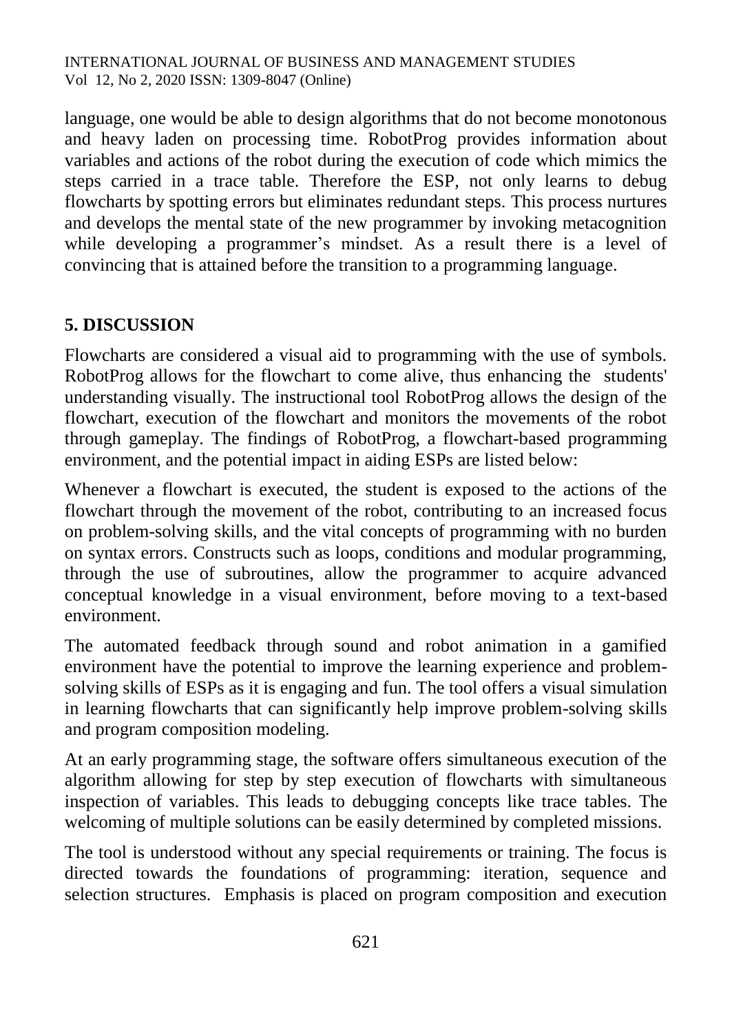language, one would be able to design algorithms that do not become monotonous and heavy laden on processing time. RobotProg provides information about variables and actions of the robot during the execution of code which mimics the steps carried in a trace table. Therefore the ESP, not only learns to debug flowcharts by spotting errors but eliminates redundant steps. This process nurtures and develops the mental state of the new programmer by invoking metacognition while developing a programmer's mindset. As a result there is a level of convincing that is attained before the transition to a programming language.

## 5. DISCUSSION

Flowcharts are considered a visual aid to programming with the use of symbols. RobotProg allows for the flowchart to come alive, thus enhancing the students' understanding visually. The instructional tool RobotProg allows the design of the flowchart, execution of the flowchart and monitors the movements of the robot through gameplay. The findings of RobotProg, a flowchart-based programming environment, and the potential impact in aiding ESPs are listed below:

Whenever a flowchart is executed, the student is exposed to the actions of the flowchart through the movement of the robot, contributing to an increased focus on problem-solving skills, and the vital concepts of programming with no burden on syntax errors. Constructs such as loops, conditions and modular programming, through the use of subroutines, allow the programmer to acquire advanced conceptual knowledge in a visual environment, before moving to a text-based environment.

The automated feedback through sound and robot animation in a gamified environment have the potential to improve the learning experience and problem-solving skills of ESPs as it is engaging and fun. The tool offers a visual simulation in learning flowcharts that can significantly help improve problem-solving skills and program composition modeling.

At an early programming stage, the software offers simultaneous execution of the algorithm allowing for step by step execution of flowcharts with simultaneous inspection of variables. This leads to debugging concepts like trace tables. The welcoming of multiple solutions can be easily determined by completed missions.

The tool is understood without any special requirements or training. The focus is directed towards the foundations of programming: iteration, sequence and selection structures. Emphasis is placed on program composition and execution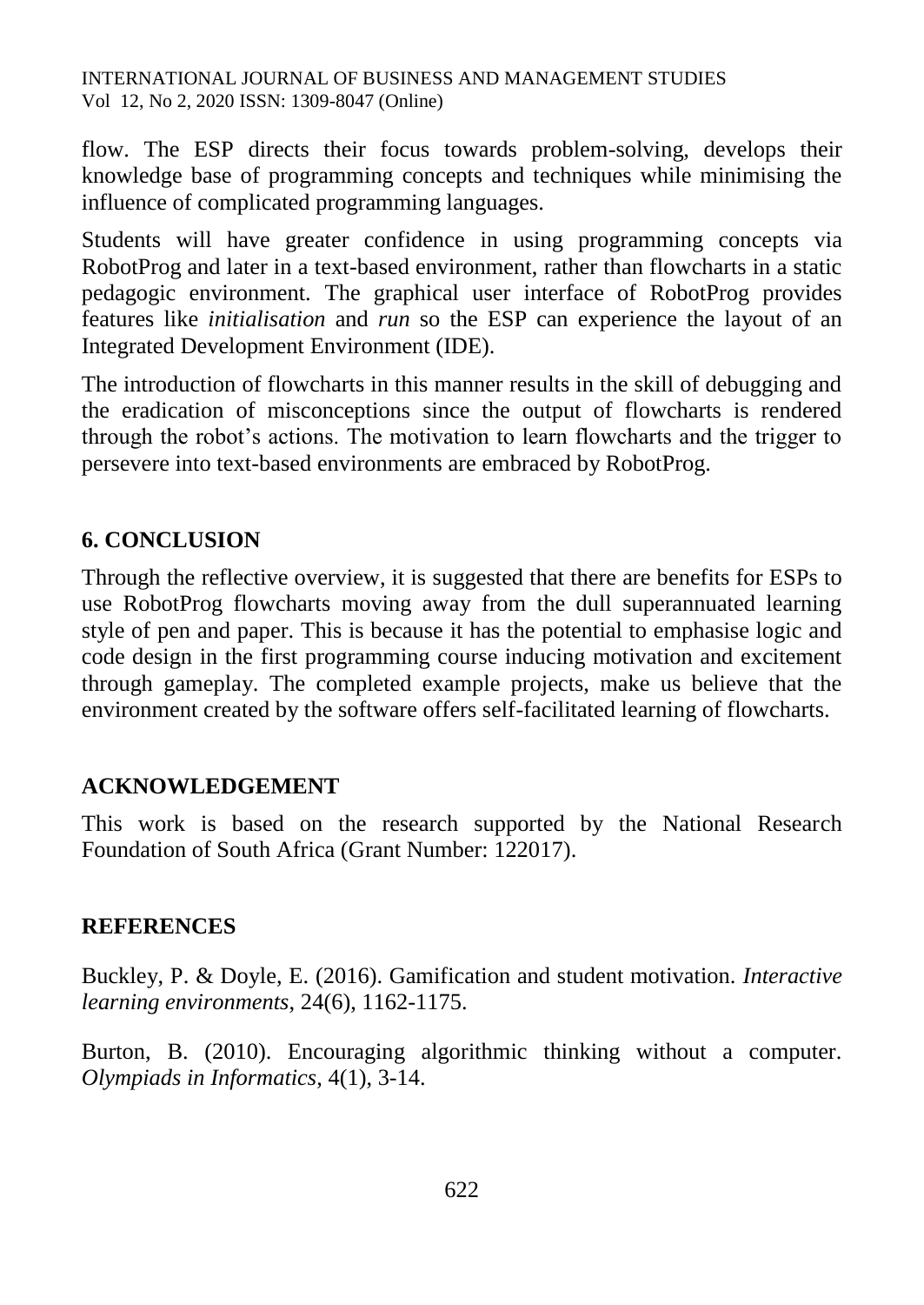flow. The ESP directs their focus towards problem-solving, develops their knowledge base of programming concepts and techniques while minimising the influence of complicated programming languages.

Students will have greater confidence in using programming concepts via RobotProg and later in a text-based environment, rather than flowcharts in a static pedagogic environment. The graphical user interface of RobotProg provides features like *initialisation* and *run* so the ESP can experience the layout of an Integrated Development Environment (IDE).

The introduction of flowcharts in this manner results in the skill of debugging and the eradication of misconceptions since the output of flowcharts is rendered through the robot's actions. The motivation to learn flowcharts and the trigger to persevere into text-based environments are embraced by RobotProg.

## 6. CONCLUSION

Through the reflective overview, it is suggested that there are benefits for ESPs to use RobotProg flowcharts moving away from the dull superannuated learning style of pen and paper. This is because it has the potential to emphasise logic and code design in the first programming course inducing motivation and excitement through gameplay. The completed example projects, make us believe that the environment created by the software offers self-facilitated learning of flowcharts.

## ACKNOWLEDGEMENT

This work is based on the research supported by the National Research Foundation of South Africa (Grant Number: 122017).

## REFERENCES

Buckley, P. & Doyle, E. (2016). Gamification and student motivation. *Interactive learning environments*, 24(6), 1162-1175.

Burton, B. (2010). Encouraging algorithmic thinking without a computer. *Olympiads in Informatics*, 4(1), 3-14.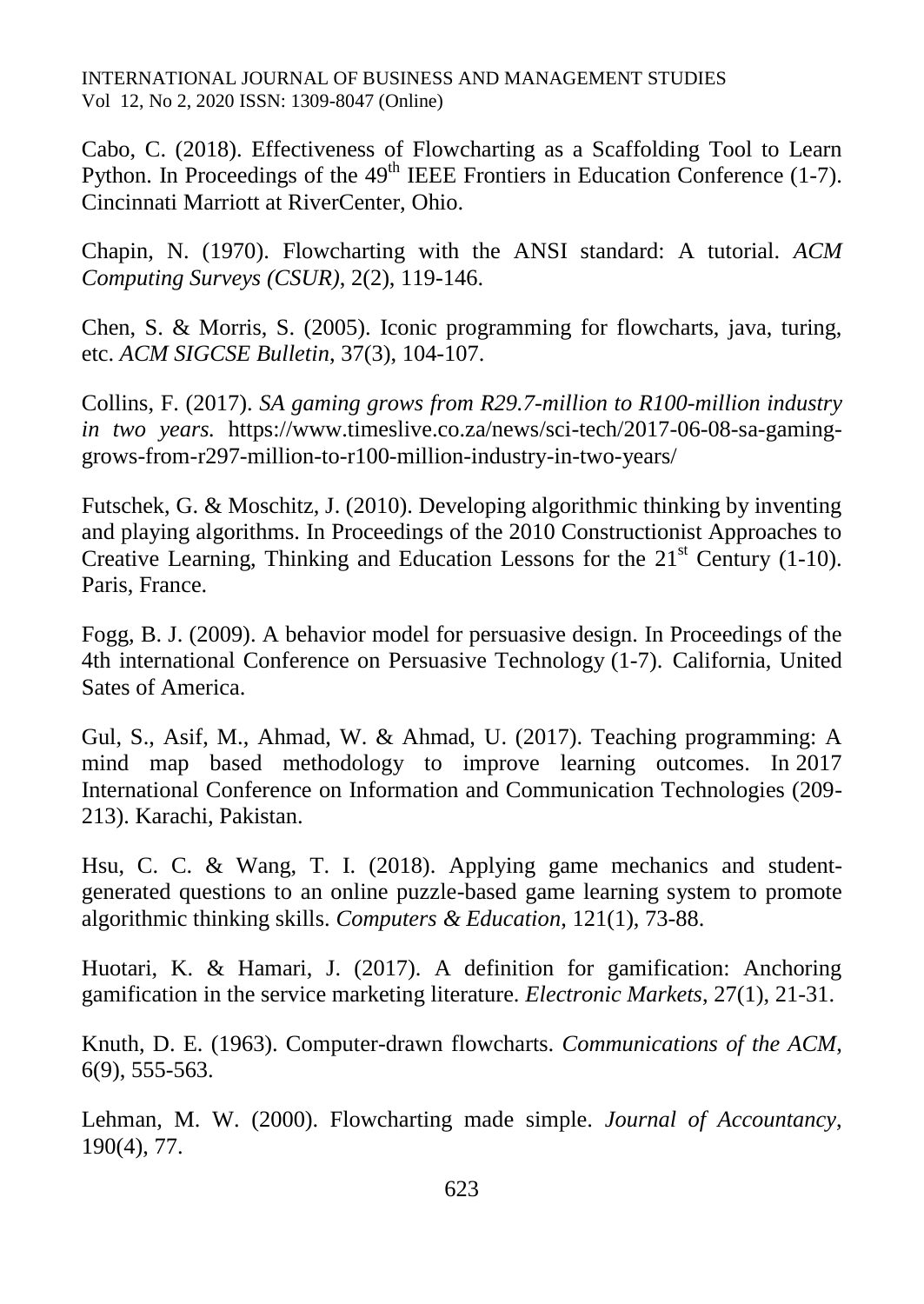Cabo, C. (2018). Effectiveness of Flowcharting as a Scaffolding Tool to Learn Python. In Proceedings of the 49th IEEE Frontiers in Education Conference (1-7). Cincinnati Marriott at RiverCenter, Ohio.

Chapin, N. (1970). Flowcharting with the ANSI standard: A tutorial. *ACM Computing Surveys (CSUR)*, 2(2), 119-146.

Chen, S. & Morris, S. (2005). Iconic programming for flowcharts, java, turing, etc. *ACM SIGCSE Bulletin*, 37(3), 104-107.

Collins, F. (2017). *SA gaming grows from R29.7-million to R100-million industry in two years.* https://www.timeslive.co.za/news/sci-tech/2017-06-08-sa-gaming-grows-from-r297-million-to-r100-million-industry-in-two-years/

Futschek, G. & Moschitz, J. (2010). Developing algorithmic thinking by inventing and playing algorithms. In Proceedings of the 2010 Constructionist Approaches to Creative Learning, Thinking and Education Lessons for the 21st Century (1-10). Paris, France.

Fogg, B. J. (2009). A behavior model for persuasive design. In Proceedings of the 4th international Conference on Persuasive Technology (1-7). California, United Sates of America.

Gul, S., Asif, M., Ahmad, W. & Ahmad, U. (2017). Teaching programming: A mind map based methodology to improve learning outcomes. In 2017 International Conference on Information and Communication Technologies (209-213). Karachi, Pakistan.

Hsu, C. C. & Wang, T. I. (2018). Applying game mechanics and student-generated questions to an online puzzle-based game learning system to promote algorithmic thinking skills. *Computers & Education*, 121(1), 73-88.

Huotari, K. & Hamari, J. (2017). A definition for gamification: Anchoring gamification in the service marketing literature. *Electronic Markets*, 27(1), 21-31.

Knuth, D. E. (1963). Computer-drawn flowcharts. *Communications of the ACM*, 6(9), 555-563.

Lehman, M. W. (2000). Flowcharting made simple. *Journal of Accountancy*, 190(4), 77.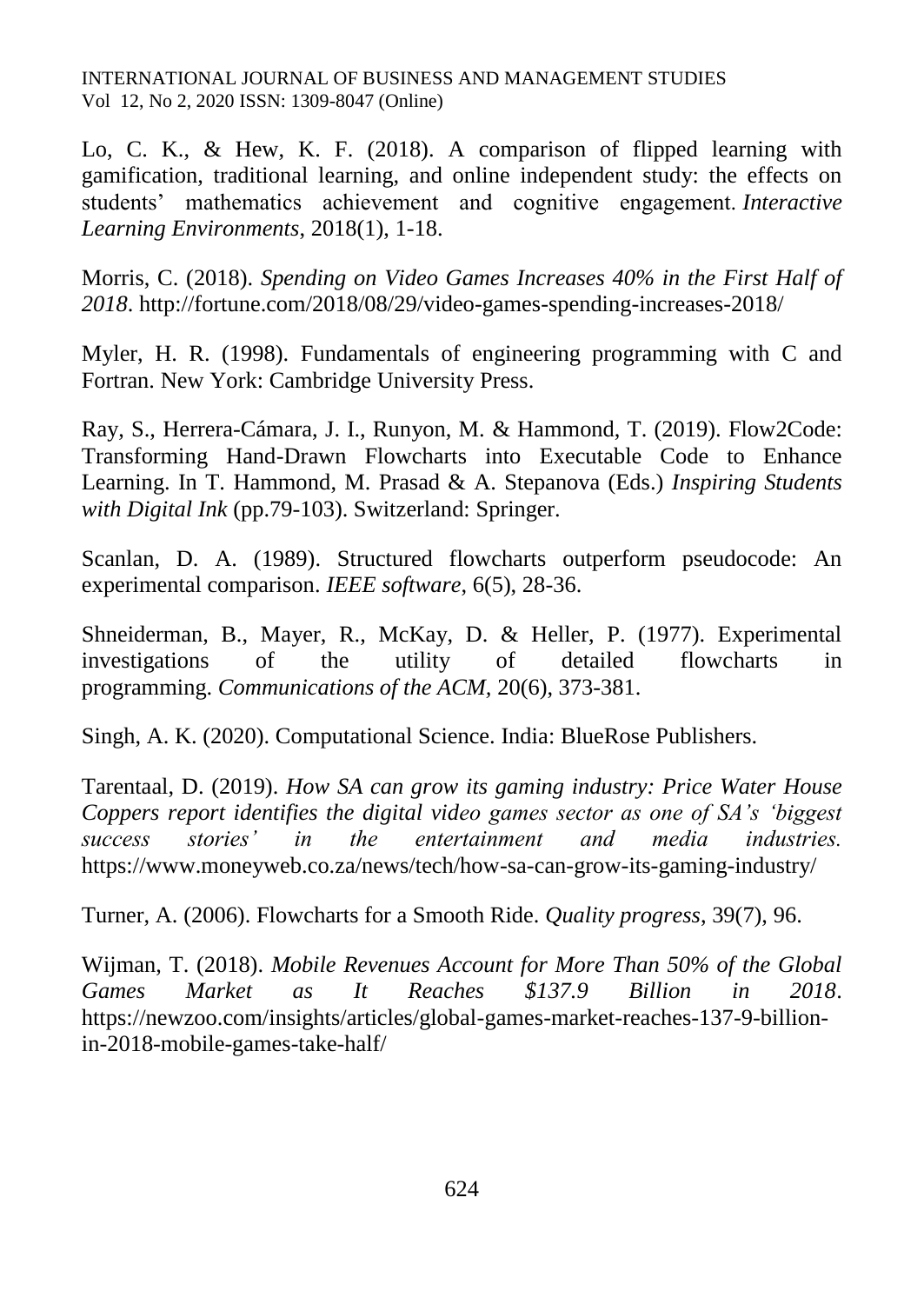Lo, C. K., & Hew, K. F. (2018). A comparison of flipped learning with gamification, traditional learning, and online independent study: the effects on students' mathematics achievement and cognitive engagement. *Interactive Learning Environments*, 2018(1), 1-18.

Morris, C. (2018). *Spending on Video Games Increases 40% in the First Half of 2018*. http://fortune.com/2018/08/29/video-games-spending-increases-2018/

Myler, H. R. (1998). Fundamentals of engineering programming with C and Fortran. New York: Cambridge University Press.

Ray, S., Herrera-Cámara, J. I., Runyon, M. & Hammond, T. (2019). Flow2Code: Transforming Hand-Drawn Flowcharts into Executable Code to Enhance Learning. In T. Hammond, M. Prasad & A. Stepanova (Eds.) *Inspiring Students with Digital Ink* (pp.79-103). Switzerland: Springer.

Scanlan, D. A. (1989). Structured flowcharts outperform pseudocode: An experimental comparison. *IEEE software*, 6(5), 28-36.

Shneiderman, B., Mayer, R., McKay, D. & Heller, P. (1977). Experimental investigations of the utility of detailed flowcharts in programming. *Communications of the ACM*, 20(6), 373-381.

Singh, A. K. (2020). Computational Science. India: BlueRose Publishers.

Tarentaal, D. (2019). *How SA can grow its gaming industry: Price Water House Coppers report identifies the digital video games sector as one of SA's 'biggest success stories' in the entertainment and media industries.* https://www.moneyweb.co.za/news/tech/how-sa-can-grow-its-gaming-industry/

Turner, A. (2006). Flowcharts for a Smooth Ride. *Quality progress*, 39(7), 96.

Wijman, T. (2018). *Mobile Revenues Account for More Than 50% of the Global Games Market as It Reaches $137.9 Billion in 2018*. https://newzoo.com/insights/articles/global-games-market-reaches-137-9-billion-in-2018-mobile-games-take-half/